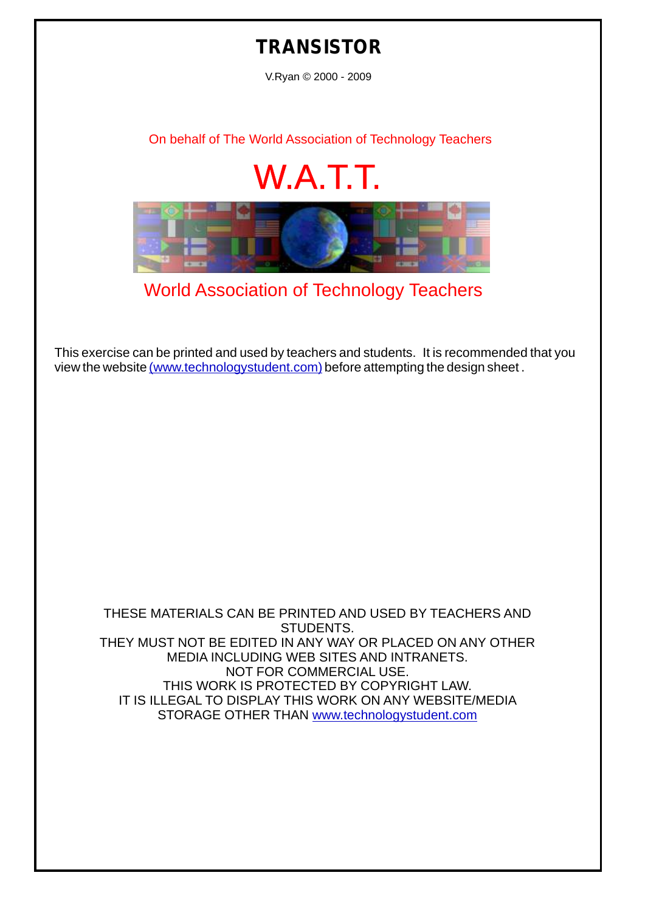# TRANSISTOR

V.Ryan © 2000 - 2009

On behalf of The World Association of Technology Teachers

W.A.T.T.

World Association of Technology Teachers

This exercise can be printed and used by teachers and students. It is recommended that you view the website (www.technologystudent.com) before attempting the design sheet .

THESE MATERIALS CAN BE PRINTED AND USED BY TEACHERS AND STUDENTS.
THEY MUST NOT BE EDITED IN ANY WAY OR PLACED ON ANY OTHER MEDIA INCLUDING WEB SITES AND INTRANETS.
NOT FOR COMMERCIAL USE.
THIS WORK IS PROTECTED BY COPYRIGHT LAW.
IT IS ILLEGAL TO DISPLAY THIS WORK ON ANY WEBSITE/MEDIA STORAGE OTHER THAN www.technologystudent.com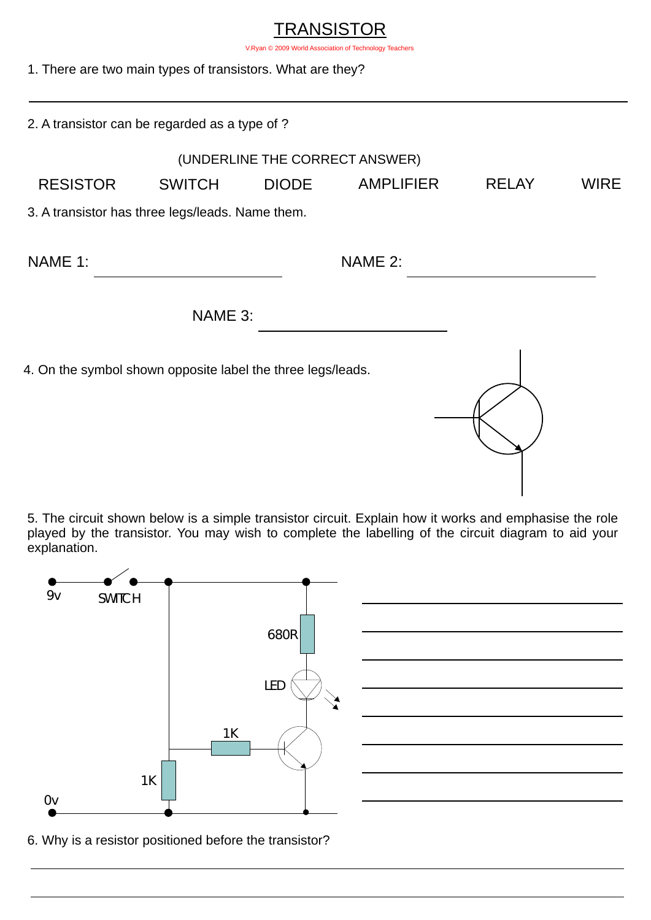# TRANSISTOR

V.Ryan © 2009 World Association of Technology Teachers

1. There are two main types of transistors. What are they?

2. A transistor can be regarded as a type of ?

(UNDERLINE THE CORRECT ANSWER)

RESISTOR SWITCH DIODE AMPLIFIER RELAY WIRE

3. A transistor has three legs/leads. Name them.

NAME 1: 

NAME 2: 

NAME 3: 

4. On the symbol shown opposite label the three legs/leads.

5. The circuit shown below is a simple transistor circuit. Explain how it works and emphasise the role played by the transistor. You may wish to complete the labelling of the circuit diagram to aid your explanation.

9v
SWITCH
680R
LED
1K
1K
0v

6. Why is a resistor positioned before the transistor?